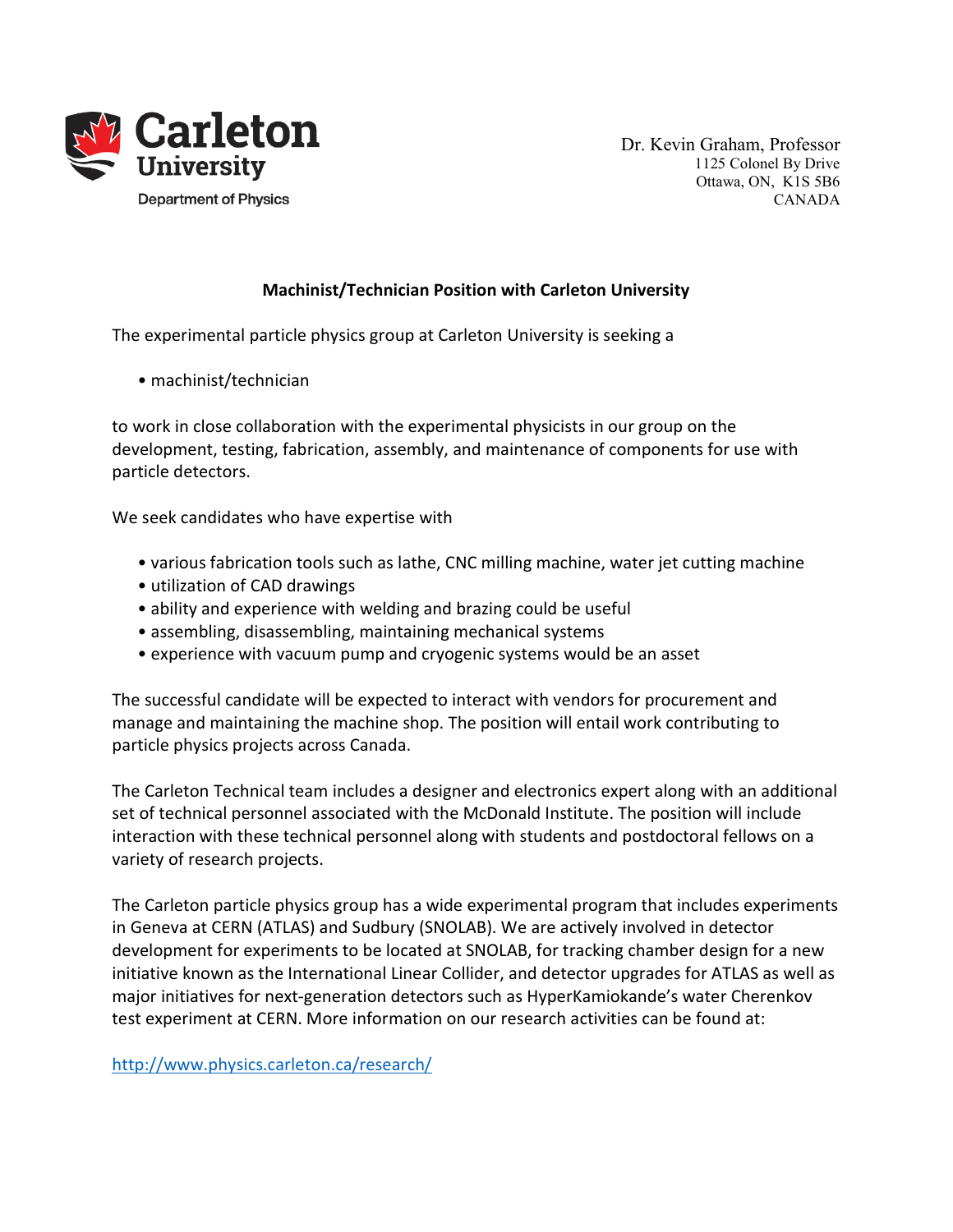Carleton University
Department of Physics

Dr. Kevin Graham, Professor
1125 Colonel By Drive
Ottawa, ON, K1S 5B6
CANADA

**Machinist/Technician Position with Carleton University**

The experimental particle physics group at Carleton University is seeking a

- machinist/technician

to work in close collaboration with the experimental physicists in our group on the development, testing, fabrication, assembly, and maintenance of components for use with particle detectors.

We seek candidates who have expertise with

- various fabrication tools such as lathe, CNC milling machine, water jet cutting machine
- utilization of CAD drawings
- ability and experience with welding and brazing could be useful
- assembling, disassembling, maintaining mechanical systems
- experience with vacuum pump and cryogenic systems would be an asset

The successful candidate will be expected to interact with vendors for procurement and manage and maintaining the machine shop. The position will entail work contributing to particle physics projects across Canada.

The Carleton Technical team includes a designer and electronics expert along with an additional set of technical personnel associated with the McDonald Institute. The position will include interaction with these technical personnel along with students and postdoctoral fellows on a variety of research projects.

The Carleton particle physics group has a wide experimental program that includes experiments in Geneva at CERN (ATLAS) and Sudbury (SNOLAB). We are actively involved in detector development for experiments to be located at SNOLAB, for tracking chamber design for a new initiative known as the International Linear Collider, and detector upgrades for ATLAS as well as major initiatives for next-generation detectors such as HyperKamiokande's water Cherenkov test experiment at CERN. More information on our research activities can be found at:

http://www.physics.carleton.ca/research/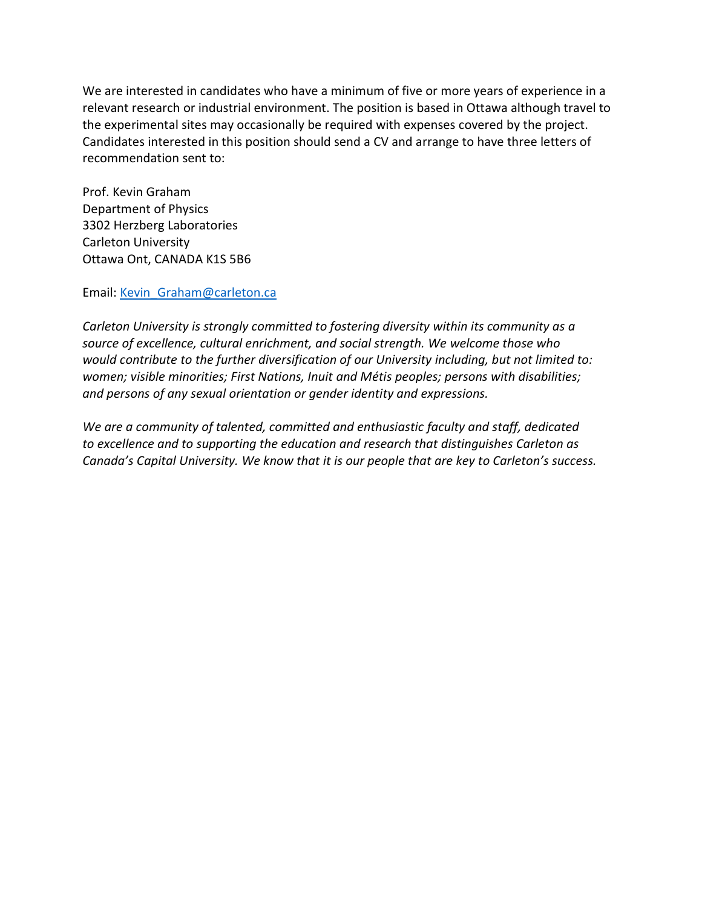We are interested in candidates who have a minimum of five or more years of experience in a relevant research or industrial environment. The position is based in Ottawa although travel to the experimental sites may occasionally be required with expenses covered by the project. Candidates interested in this position should send a CV and arrange to have three letters of recommendation sent to:

Prof. Kevin Graham
Department of Physics
3302 Herzberg Laboratories
Carleton University
Ottawa Ont, CANADA K1S 5B6

Email: Kevin_Graham@carleton.ca

*Carleton University is strongly committed to fostering diversity within its community as a source of excellence, cultural enrichment, and social strength. We welcome those who would contribute to the further diversification of our University including, but not limited to: women; visible minorities; First Nations, Inuit and Métis peoples; persons with disabilities; and persons of any sexual orientation or gender identity and expressions.*

*We are a community of talented, committed and enthusiastic faculty and staff, dedicated to excellence and to supporting the education and research that distinguishes Carleton as Canada's Capital University. We know that it is our people that are key to Carleton's success.*